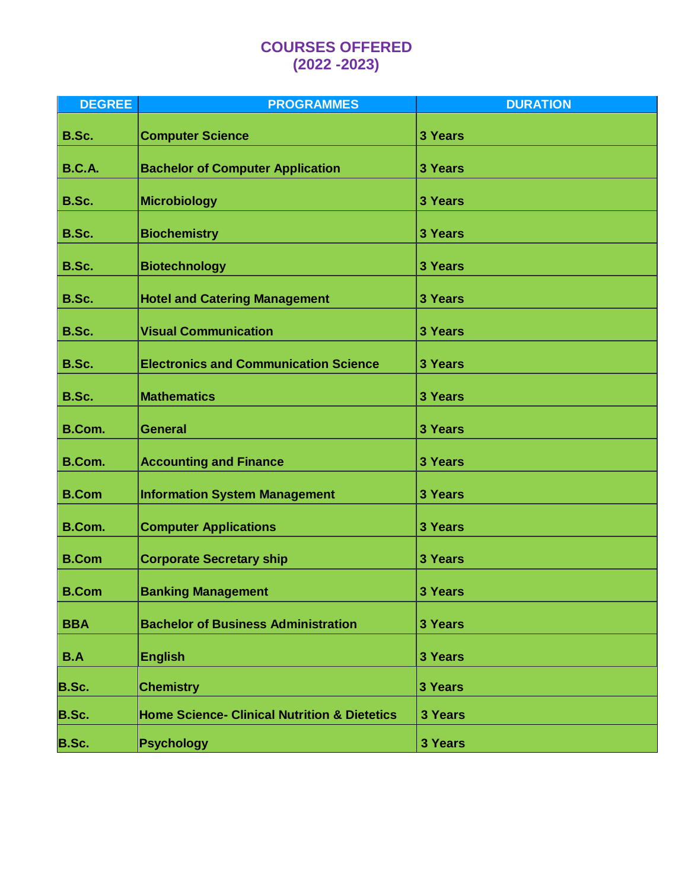# COURSES OFFERED
## (2022 -2023)

| DEGREE | PROGRAMMES | DURATION |
|---|---|---|
| B.Sc. | Computer Science | 3 Years |
| B.C.A. | Bachelor of Computer Application | 3 Years |
| B.Sc. | Microbiology | 3 Years |
| B.Sc. | Biochemistry | 3 Years |
| B.Sc. | Biotechnology | 3 Years |
| B.Sc. | Hotel and Catering Management | 3 Years |
| B.Sc. | Visual Communication | 3 Years |
| B.Sc. | Electronics and Communication Science | 3 Years |
| B.Sc. | Mathematics | 3 Years |
| B.Com. | General | 3 Years |
| B.Com. | Accounting and Finance | 3 Years |
| B.Com | Information System Management | 3 Years |
| B.Com. | Computer Applications | 3 Years |
| B.Com | Corporate Secretary ship | 3 Years |
| B.Com | Banking Management | 3 Years |
| BBA | Bachelor of Business Administration | 3 Years |
| B.A | English | 3 Years |
| B.Sc. | Chemistry | 3 Years |
| B.Sc. | Home Science- Clinical Nutrition & Dietetics | 3 Years |
| B.Sc. | Psychology | 3 Years |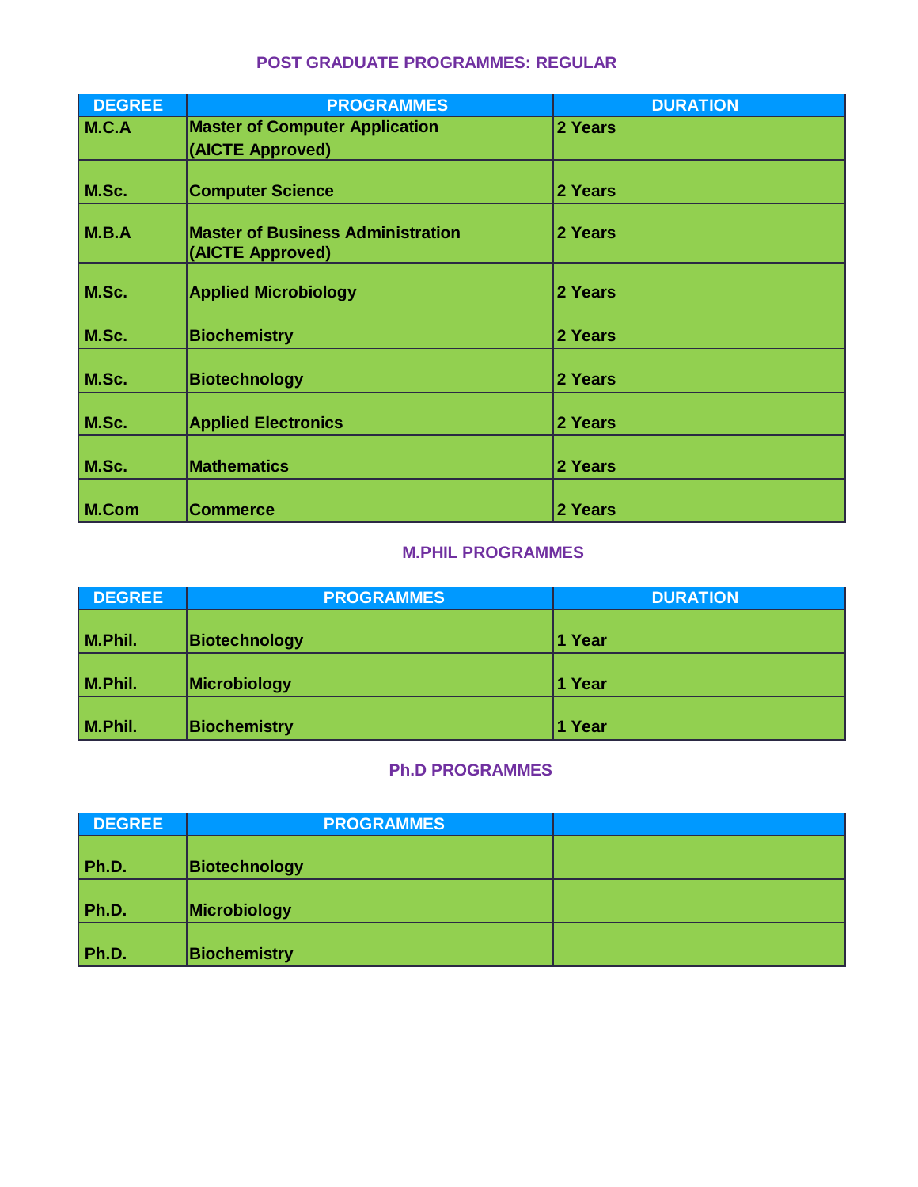## POST GRADUATE PROGRAMMES: REGULAR

| DEGREE | PROGRAMMES | DURATION |
|---|---|---|
| M.C.A | Master of Computer Application (AICTE Approved) | 2 Years |
| M.Sc. | Computer Science | 2 Years |
| M.B.A | Master of Business Administration (AICTE Approved) | 2 Years |
| M.Sc. | Applied Microbiology | 2 Years |
| M.Sc. | Biochemistry | 2 Years |
| M.Sc. | Biotechnology | 2 Years |
| M.Sc. | Applied Electronics | 2 Years |
| M.Sc. | Mathematics | 2 Years |
| M.Com | Commerce | 2 Years |

## M.PHIL PROGRAMMES

| DEGREE | PROGRAMMES | DURATION |
|---|---|---|
| M.Phil. | Biotechnology | 1 Year |
| M.Phil. | Microbiology | 1 Year |
| M.Phil. | Biochemistry | 1 Year |

## Ph.D PROGRAMMES

| DEGREE | PROGRAMMES | |
|---|---|---|
| Ph.D. | Biotechnology | |
| Ph.D. | Microbiology | |
| Ph.D. | Biochemistry | |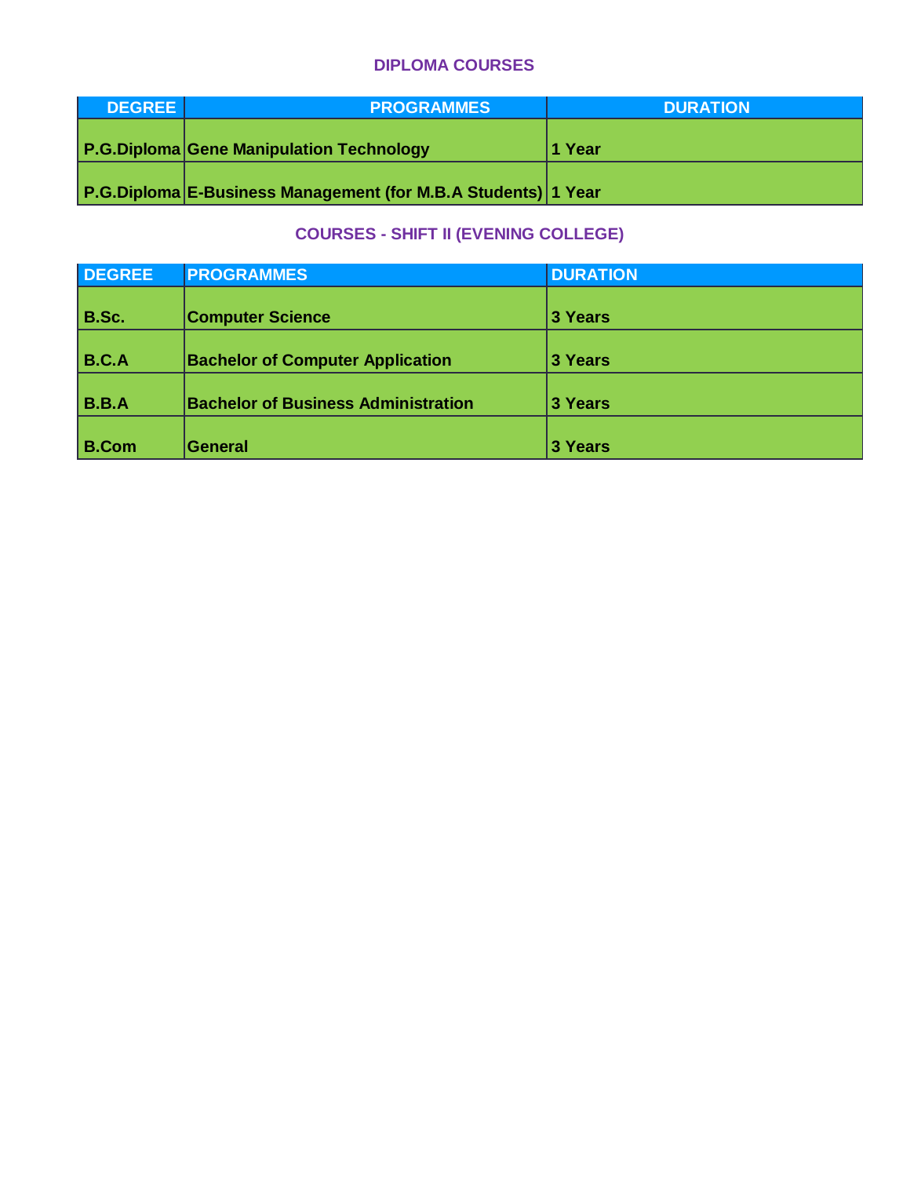## DIPLOMA COURSES

| DEGREE | PROGRAMMES | DURATION |
|---|---|---|
| P.G.Diploma | Gene Manipulation Technology | 1 Year |
| P.G.Diploma | E-Business Management (for M.B.A Students) | 1 Year |

## COURSES - SHIFT II (EVENING COLLEGE)

| DEGREE | PROGRAMMES | DURATION |
|---|---|---|
| B.Sc. | Computer Science | 3 Years |
| B.C.A | Bachelor of Computer Application | 3 Years |
| B.B.A | Bachelor of Business Administration | 3 Years |
| B.Com | General | 3 Years |